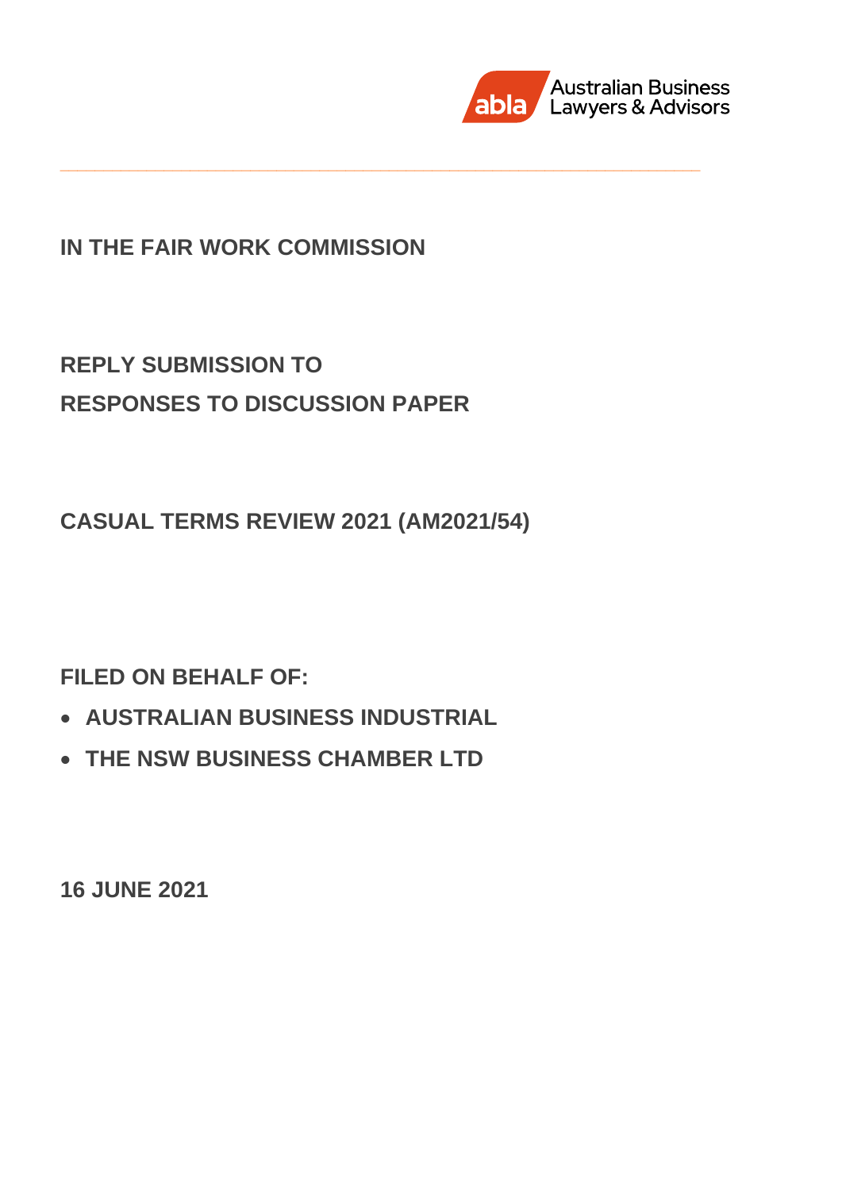Australian Business Lawyers & Advisors

# IN THE FAIR WORK COMMISSION

## REPLY SUBMISSION TO RESPONSES TO DISCUSSION PAPER

## CASUAL TERMS REVIEW 2021 (AM2021/54)

**FILED ON BEHALF OF:**

- **AUSTRALIAN BUSINESS INDUSTRIAL**
- **THE NSW BUSINESS CHAMBER LTD**

**16 JUNE 2021**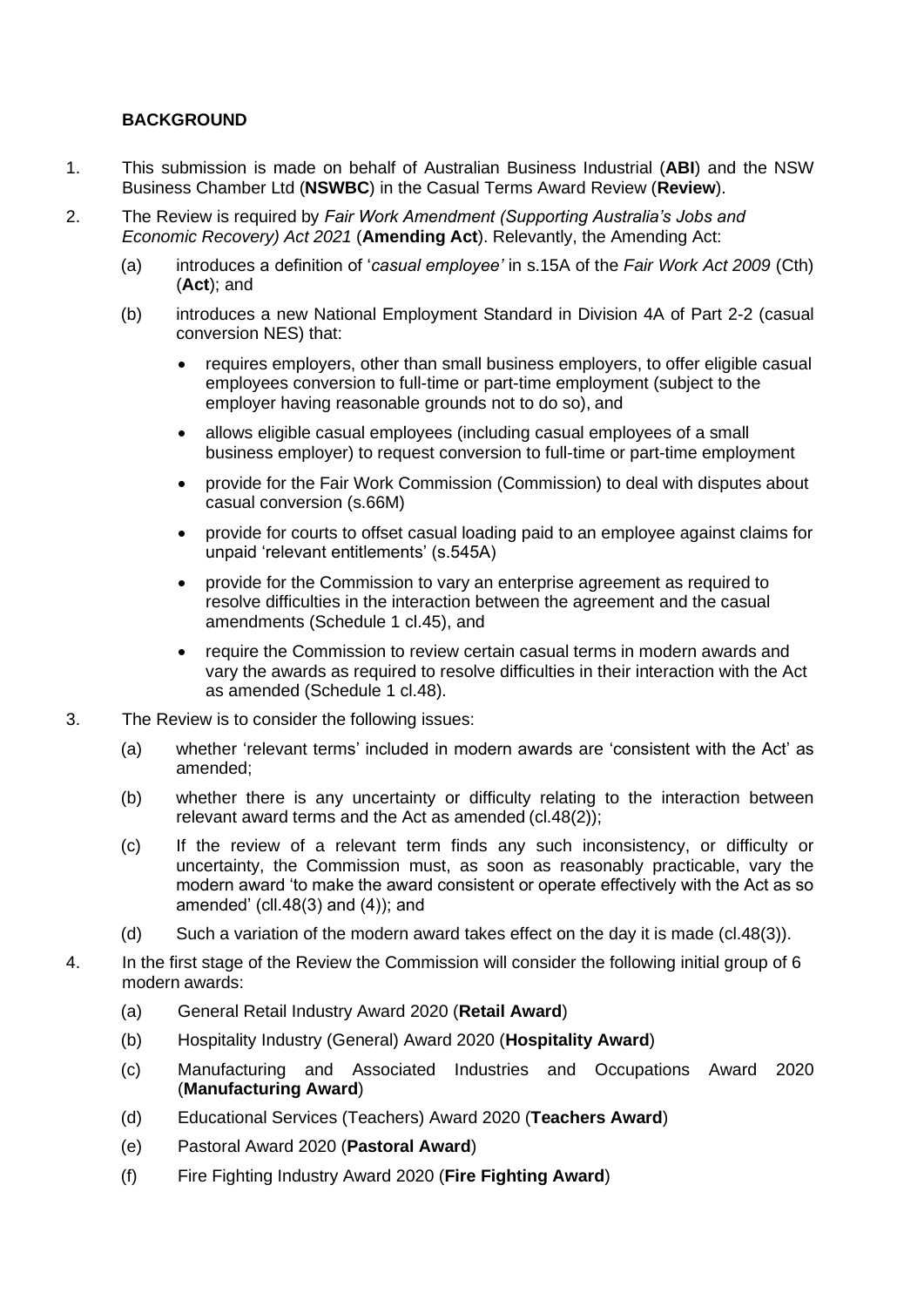**BACKGROUND**

1. This submission is made on behalf of Australian Business Industrial (**ABI**) and the NSW Business Chamber Ltd (**NSWBC**) in the Casual Terms Award Review (**Review**).

2. The Review is required by *Fair Work Amendment (Supporting Australia's Jobs and Economic Recovery) Act 2021* (**Amending Act**). Relevantly, the Amending Act:

   (a) introduces a definition of '*casual employee'* in s.15A of the *Fair Work Act 2009* (Cth) (**Act**); and

   (b) introduces a new National Employment Standard in Division 4A of Part 2-2 (casual conversion NES) that:

      - requires employers, other than small business employers, to offer eligible casual employees conversion to full-time or part-time employment (subject to the employer having reasonable grounds not to do so), and
      - allows eligible casual employees (including casual employees of a small business employer) to request conversion to full-time or part-time employment
      - provide for the Fair Work Commission (Commission) to deal with disputes about casual conversion (s.66M)
      - provide for courts to offset casual loading paid to an employee against claims for unpaid 'relevant entitlements' (s.545A)
      - provide for the Commission to vary an enterprise agreement as required to resolve difficulties in the interaction between the agreement and the casual amendments (Schedule 1 cl.45), and
      - require the Commission to review certain casual terms in modern awards and vary the awards as required to resolve difficulties in their interaction with the Act as amended (Schedule 1 cl.48).

3. The Review is to consider the following issues:

   (a) whether 'relevant terms' included in modern awards are 'consistent with the Act' as amended;

   (b) whether there is any uncertainty or difficulty relating to the interaction between relevant award terms and the Act as amended (cl.48(2));

   (c) If the review of a relevant term finds any such inconsistency, or difficulty or uncertainty, the Commission must, as soon as reasonably practicable, vary the modern award 'to make the award consistent or operate effectively with the Act as so amended' (cll.48(3) and (4)); and

   (d) Such a variation of the modern award takes effect on the day it is made (cl.48(3)).

4. In the first stage of the Review the Commission will consider the following initial group of 6 modern awards:

   (a) General Retail Industry Award 2020 (**Retail Award**)

   (b) Hospitality Industry (General) Award 2020 (**Hospitality Award**)

   (c) Manufacturing and Associated Industries and Occupations Award 2020 (**Manufacturing Award**)

   (d) Educational Services (Teachers) Award 2020 (**Teachers Award**)

   (e) Pastoral Award 2020 (**Pastoral Award**)

   (f) Fire Fighting Industry Award 2020 (**Fire Fighting Award**)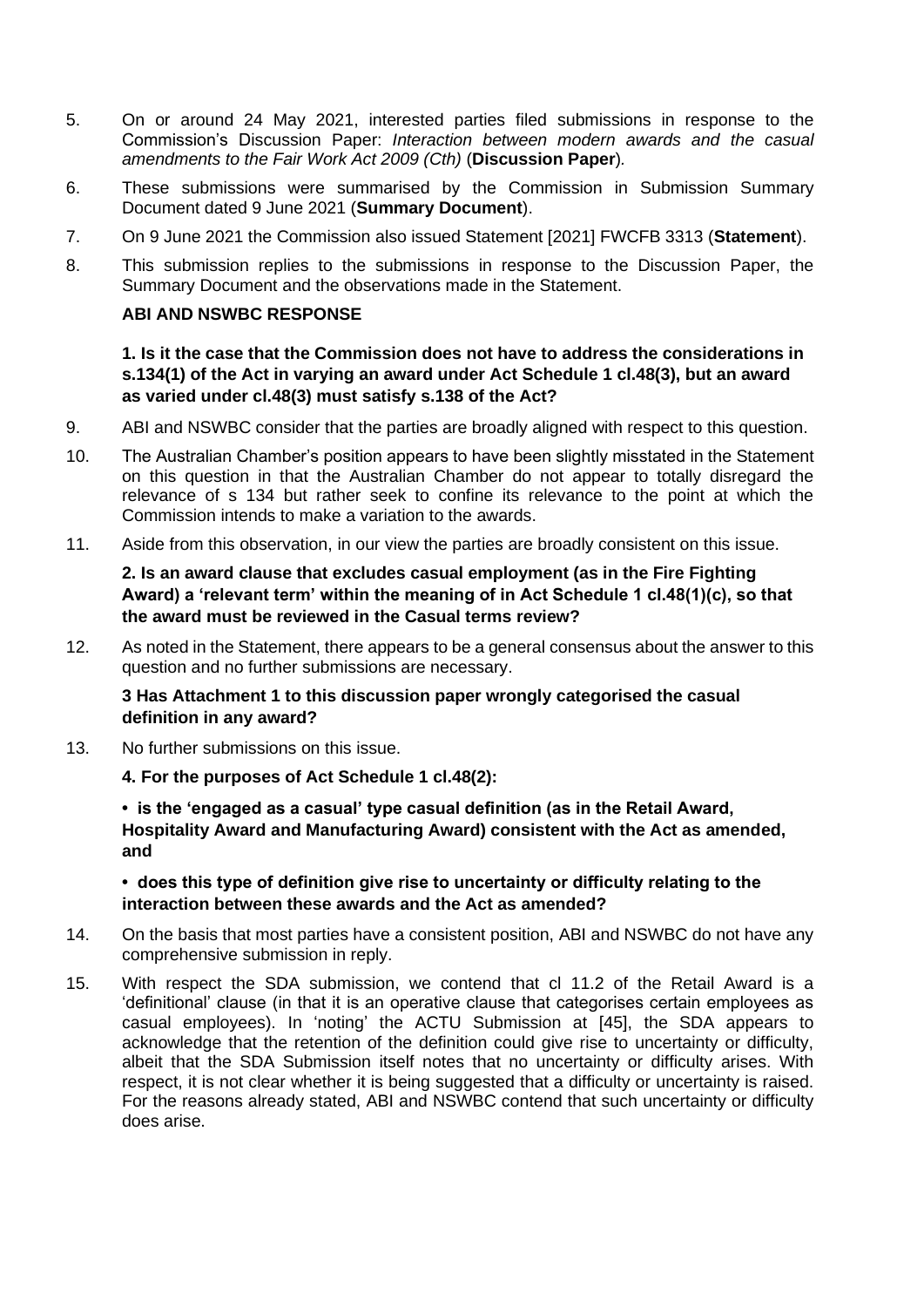5. On or around 24 May 2021, interested parties filed submissions in response to the Commission's Discussion Paper: *Interaction between modern awards and the casual amendments to the Fair Work Act 2009 (Cth)* (**Discussion Paper**).

6. These submissions were summarised by the Commission in Submission Summary Document dated 9 June 2021 (**Summary Document**).

7. On 9 June 2021 the Commission also issued Statement [2021] FWCFB 3313 (**Statement**).

8. This submission replies to the submissions in response to the Discussion Paper, the Summary Document and the observations made in the Statement.

## ABI AND NSWBC RESPONSE

### 1. Is it the case that the Commission does not have to address the considerations in s.134(1) of the Act in varying an award under Act Schedule 1 cl.48(3), but an award as varied under cl.48(3) must satisfy s.138 of the Act?

9. ABI and NSWBC consider that the parties are broadly aligned with respect to this question.

10. The Australian Chamber's position appears to have been slightly misstated in the Statement on this question in that the Australian Chamber do not appear to totally disregard the relevance of s 134 but rather seek to confine its relevance to the point at which the Commission intends to make a variation to the awards.

11. Aside from this observation, in our view the parties are broadly consistent on this issue.

### 2. Is an award clause that excludes casual employment (as in the Fire Fighting Award) a 'relevant term' within the meaning of in Act Schedule 1 cl.48(1)(c), so that the award must be reviewed in the Casual terms review?

12. As noted in the Statement, there appears to be a general consensus about the answer to this question and no further submissions are necessary.

### 3 Has Attachment 1 to this discussion paper wrongly categorised the casual definition in any award?

13. No further submissions on this issue.

### 4. For the purposes of Act Schedule 1 cl.48(2):

**• is the 'engaged as a casual' type casual definition (as in the Retail Award, Hospitality Award and Manufacturing Award) consistent with the Act as amended, and**

**• does this type of definition give rise to uncertainty or difficulty relating to the interaction between these awards and the Act as amended?**

14. On the basis that most parties have a consistent position, ABI and NSWBC do not have any comprehensive submission in reply.

15. With respect the SDA submission, we contend that cl 11.2 of the Retail Award is a 'definitional' clause (in that it is an operative clause that categorises certain employees as casual employees). In 'noting' the ACTU Submission at [45], the SDA appears to acknowledge that the retention of the definition could give rise to uncertainty or difficulty, albeit that the SDA Submission itself notes that no uncertainty or difficulty arises. With respect, it is not clear whether it is being suggested that a difficulty or uncertainty is raised. For the reasons already stated, ABI and NSWBC contend that such uncertainty or difficulty does arise.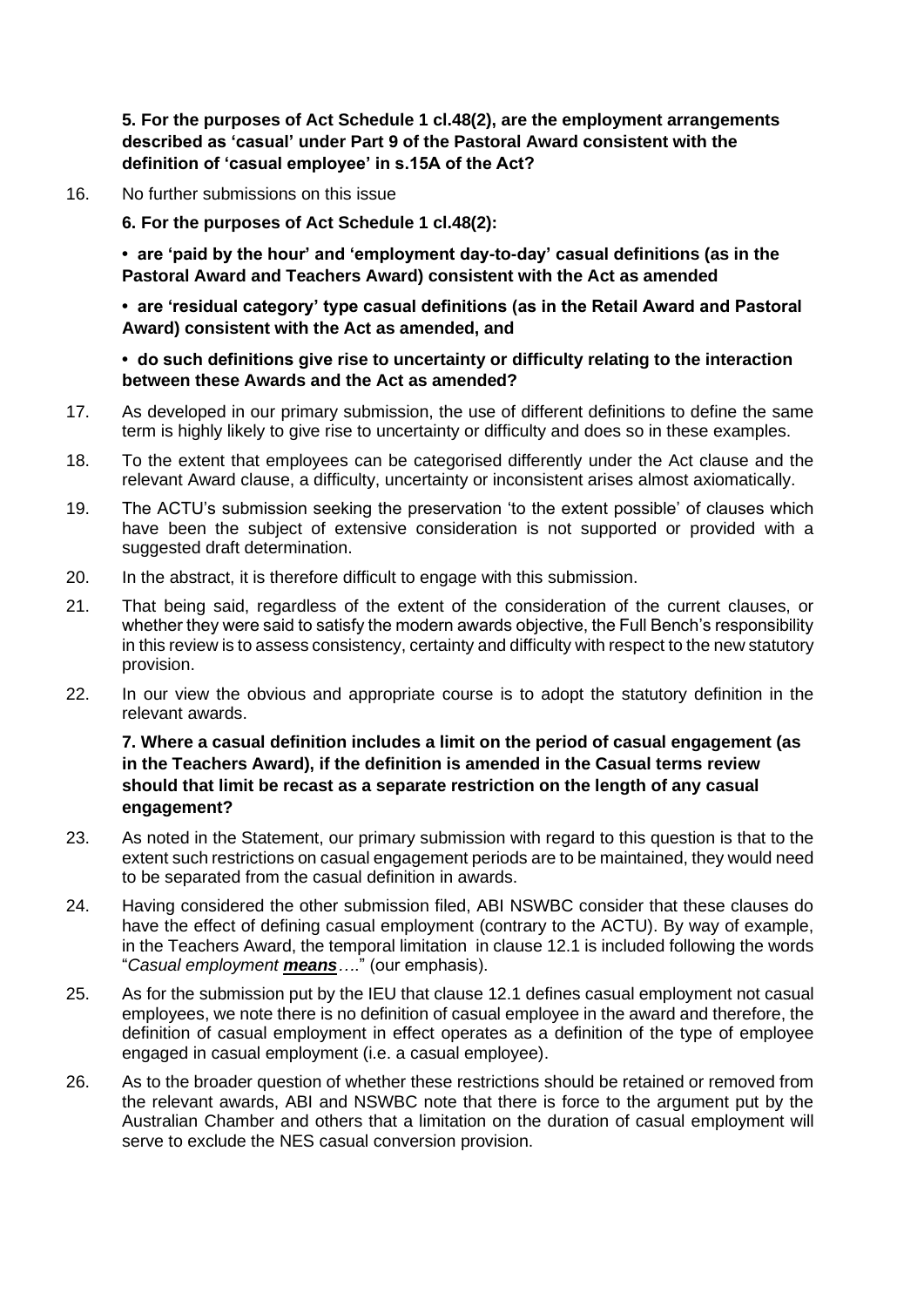**5. For the purposes of Act Schedule 1 cl.48(2), are the employment arrangements described as 'casual' under Part 9 of the Pastoral Award consistent with the definition of 'casual employee' in s.15A of the Act?**

16. No further submissions on this issue

**6. For the purposes of Act Schedule 1 cl.48(2):**

**• are 'paid by the hour' and 'employment day-to-day' casual definitions (as in the Pastoral Award and Teachers Award) consistent with the Act as amended**

**• are 'residual category' type casual definitions (as in the Retail Award and Pastoral Award) consistent with the Act as amended, and**

**• do such definitions give rise to uncertainty or difficulty relating to the interaction between these Awards and the Act as amended?**

17. As developed in our primary submission, the use of different definitions to define the same term is highly likely to give rise to uncertainty or difficulty and does so in these examples.

18. To the extent that employees can be categorised differently under the Act clause and the relevant Award clause, a difficulty, uncertainty or inconsistent arises almost axiomatically.

19. The ACTU's submission seeking the preservation 'to the extent possible' of clauses which have been the subject of extensive consideration is not supported or provided with a suggested draft determination.

20. In the abstract, it is therefore difficult to engage with this submission.

21. That being said, regardless of the extent of the consideration of the current clauses, or whether they were said to satisfy the modern awards objective, the Full Bench's responsibility in this review is to assess consistency, certainty and difficulty with respect to the new statutory provision.

22. In our view the obvious and appropriate course is to adopt the statutory definition in the relevant awards.

**7. Where a casual definition includes a limit on the period of casual engagement (as in the Teachers Award), if the definition is amended in the Casual terms review should that limit be recast as a separate restriction on the length of any casual engagement?**

23. As noted in the Statement, our primary submission with regard to this question is that to the extent such restrictions on casual engagement periods are to be maintained, they would need to be separated from the casual definition in awards.

24. Having considered the other submission filed, ABI NSWBC consider that these clauses do have the effect of defining casual employment (contrary to the ACTU). By way of example, in the Teachers Award, the temporal limitation in clause 12.1 is included following the words "*Casual employment **means***…." (our emphasis).

25. As for the submission put by the IEU that clause 12.1 defines casual employment not casual employees, we note there is no definition of casual employee in the award and therefore, the definition of casual employment in effect operates as a definition of the type of employee engaged in casual employment (i.e. a casual employee).

26. As to the broader question of whether these restrictions should be retained or removed from the relevant awards, ABI and NSWBC note that there is force to the argument put by the Australian Chamber and others that a limitation on the duration of casual employment will serve to exclude the NES casual conversion provision.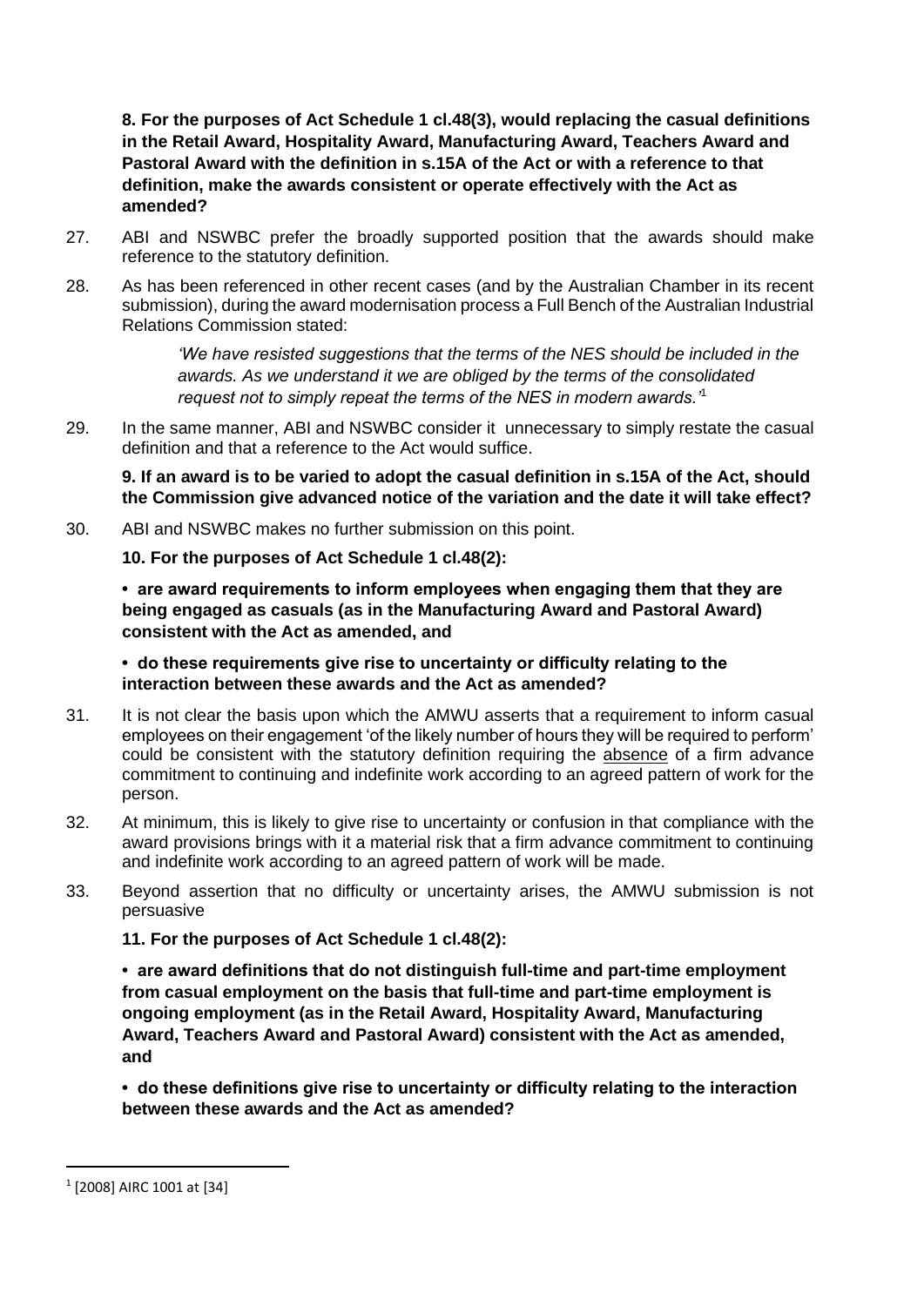**8. For the purposes of Act Schedule 1 cl.48(3), would replacing the casual definitions in the Retail Award, Hospitality Award, Manufacturing Award, Teachers Award and Pastoral Award with the definition in s.15A of the Act or with a reference to that definition, make the awards consistent or operate effectively with the Act as amended?**

27. ABI and NSWBC prefer the broadly supported position that the awards should make reference to the statutory definition.

28. As has been referenced in other recent cases (and by the Australian Chamber in its recent submission), during the award modernisation process a Full Bench of the Australian Industrial Relations Commission stated:

> *'We have resisted suggestions that the terms of the NES should be included in the awards. As we understand it we are obliged by the terms of the consolidated request not to simply repeat the terms of the NES in modern awards.'*[1]

29. In the same manner, ABI and NSWBC consider it unnecessary to simply restate the casual definition and that a reference to the Act would suffice.

**9. If an award is to be varied to adopt the casual definition in s.15A of the Act, should the Commission give advanced notice of the variation and the date it will take effect?**

30. ABI and NSWBC makes no further submission on this point.

**10. For the purposes of Act Schedule 1 cl.48(2):**

**• are award requirements to inform employees when engaging them that they are being engaged as casuals (as in the Manufacturing Award and Pastoral Award) consistent with the Act as amended, and**

**• do these requirements give rise to uncertainty or difficulty relating to the interaction between these awards and the Act as amended?**

31. It is not clear the basis upon which the AMWU asserts that a requirement to inform casual employees on their engagement 'of the likely number of hours they will be required to perform' could be consistent with the statutory definition requiring the absence of a firm advance commitment to continuing and indefinite work according to an agreed pattern of work for the person.

32. At minimum, this is likely to give rise to uncertainty or confusion in that compliance with the award provisions brings with it a material risk that a firm advance commitment to continuing and indefinite work according to an agreed pattern of work will be made.

33. Beyond assertion that no difficulty or uncertainty arises, the AMWU submission is not persuasive

**11. For the purposes of Act Schedule 1 cl.48(2):**

**• are award definitions that do not distinguish full-time and part-time employment from casual employment on the basis that full-time and part-time employment is ongoing employment (as in the Retail Award, Hospitality Award, Manufacturing Award, Teachers Award and Pastoral Award) consistent with the Act as amended, and**

**• do these definitions give rise to uncertainty or difficulty relating to the interaction between these awards and the Act as amended?**

[1] [2008] AIRC 1001 at [34]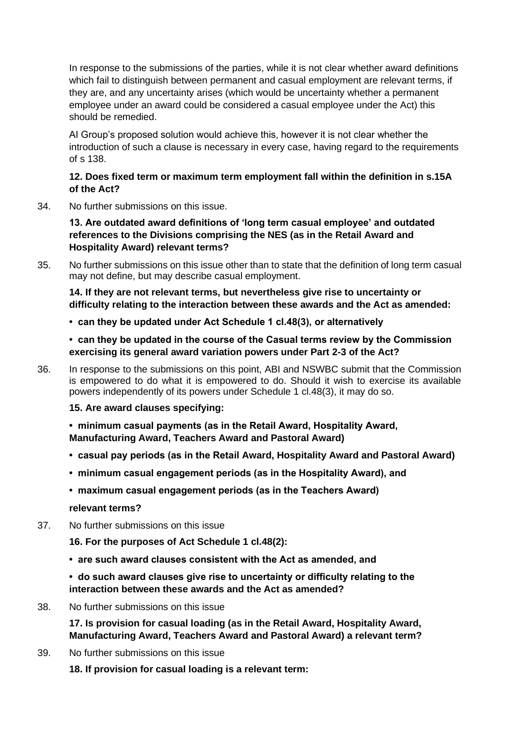In response to the submissions of the parties, while it is not clear whether award definitions which fail to distinguish between permanent and casual employment are relevant terms, if they are, and any uncertainty arises (which would be uncertainty whether a permanent employee under an award could be considered a casual employee under the Act) this should be remedied.

AI Group's proposed solution would achieve this, however it is not clear whether the introduction of such a clause is necessary in every case, having regard to the requirements of s 138.

**12. Does fixed term or maximum term employment fall within the definition in s.15A of the Act?**

34. No further submissions on this issue.

**13. Are outdated award definitions of 'long term casual employee' and outdated references to the Divisions comprising the NES (as in the Retail Award and Hospitality Award) relevant terms?**

35. No further submissions on this issue other than to state that the definition of long term casual may not define, but may describe casual employment.

**14. If they are not relevant terms, but nevertheless give rise to uncertainty or difficulty relating to the interaction between these awards and the Act as amended:**

- **can they be updated under Act Schedule 1 cl.48(3), or alternatively**
- **can they be updated in the course of the Casual terms review by the Commission exercising its general award variation powers under Part 2-3 of the Act?**

36. In response to the submissions on this point, ABI and NSWBC submit that the Commission is empowered to do what it is empowered to do. Should it wish to exercise its available powers independently of its powers under Schedule 1 cl.48(3), it may do so.

**15. Are award clauses specifying:**

- **minimum casual payments (as in the Retail Award, Hospitality Award, Manufacturing Award, Teachers Award and Pastoral Award)**
- **casual pay periods (as in the Retail Award, Hospitality Award and Pastoral Award)**
- **minimum casual engagement periods (as in the Hospitality Award), and**
- **maximum casual engagement periods (as in the Teachers Award)**

**relevant terms?**

37. No further submissions on this issue

**16. For the purposes of Act Schedule 1 cl.48(2):**

- **are such award clauses consistent with the Act as amended, and**
- **do such award clauses give rise to uncertainty or difficulty relating to the interaction between these awards and the Act as amended?**

38. No further submissions on this issue

**17. Is provision for casual loading (as in the Retail Award, Hospitality Award, Manufacturing Award, Teachers Award and Pastoral Award) a relevant term?**

39. No further submissions on this issue

**18. If provision for casual loading is a relevant term:**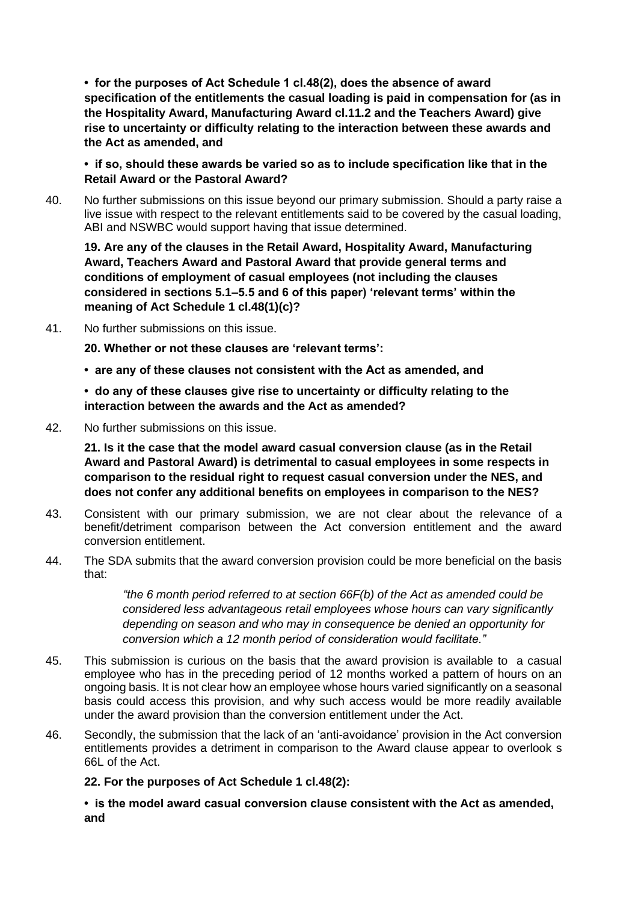**• for the purposes of Act Schedule 1 cl.48(2), does the absence of award specification of the entitlements the casual loading is paid in compensation for (as in the Hospitality Award, Manufacturing Award cl.11.2 and the Teachers Award) give rise to uncertainty or difficulty relating to the interaction between these awards and the Act as amended, and**

**• if so, should these awards be varied so as to include specification like that in the Retail Award or the Pastoral Award?**

40. No further submissions on this issue beyond our primary submission. Should a party raise a live issue with respect to the relevant entitlements said to be covered by the casual loading, ABI and NSWBC would support having that issue determined.

**19. Are any of the clauses in the Retail Award, Hospitality Award, Manufacturing Award, Teachers Award and Pastoral Award that provide general terms and conditions of employment of casual employees (not including the clauses considered in sections 5.1–5.5 and 6 of this paper) 'relevant terms' within the meaning of Act Schedule 1 cl.48(1)(c)?**

41. No further submissions on this issue.

**20. Whether or not these clauses are 'relevant terms':**

**• are any of these clauses not consistent with the Act as amended, and**

**• do any of these clauses give rise to uncertainty or difficulty relating to the interaction between the awards and the Act as amended?**

42. No further submissions on this issue.

**21. Is it the case that the model award casual conversion clause (as in the Retail Award and Pastoral Award) is detrimental to casual employees in some respects in comparison to the residual right to request casual conversion under the NES, and does not confer any additional benefits on employees in comparison to the NES?**

43. Consistent with our primary submission, we are not clear about the relevance of a benefit/detriment comparison between the Act conversion entitlement and the award conversion entitlement.

44. The SDA submits that the award conversion provision could be more beneficial on the basis that:

> *"the 6 month period referred to at section 66F(b) of the Act as amended could be considered less advantageous retail employees whose hours can vary significantly depending on season and who may in consequence be denied an opportunity for conversion which a 12 month period of consideration would facilitate."*

45. This submission is curious on the basis that the award provision is available to a casual employee who has in the preceding period of 12 months worked a pattern of hours on an ongoing basis. It is not clear how an employee whose hours varied significantly on a seasonal basis could access this provision, and why such access would be more readily available under the award provision than the conversion entitlement under the Act.

46. Secondly, the submission that the lack of an 'anti-avoidance' provision in the Act conversion entitlements provides a detriment in comparison to the Award clause appear to overlook s 66L of the Act.

**22. For the purposes of Act Schedule 1 cl.48(2):**

**• is the model award casual conversion clause consistent with the Act as amended, and**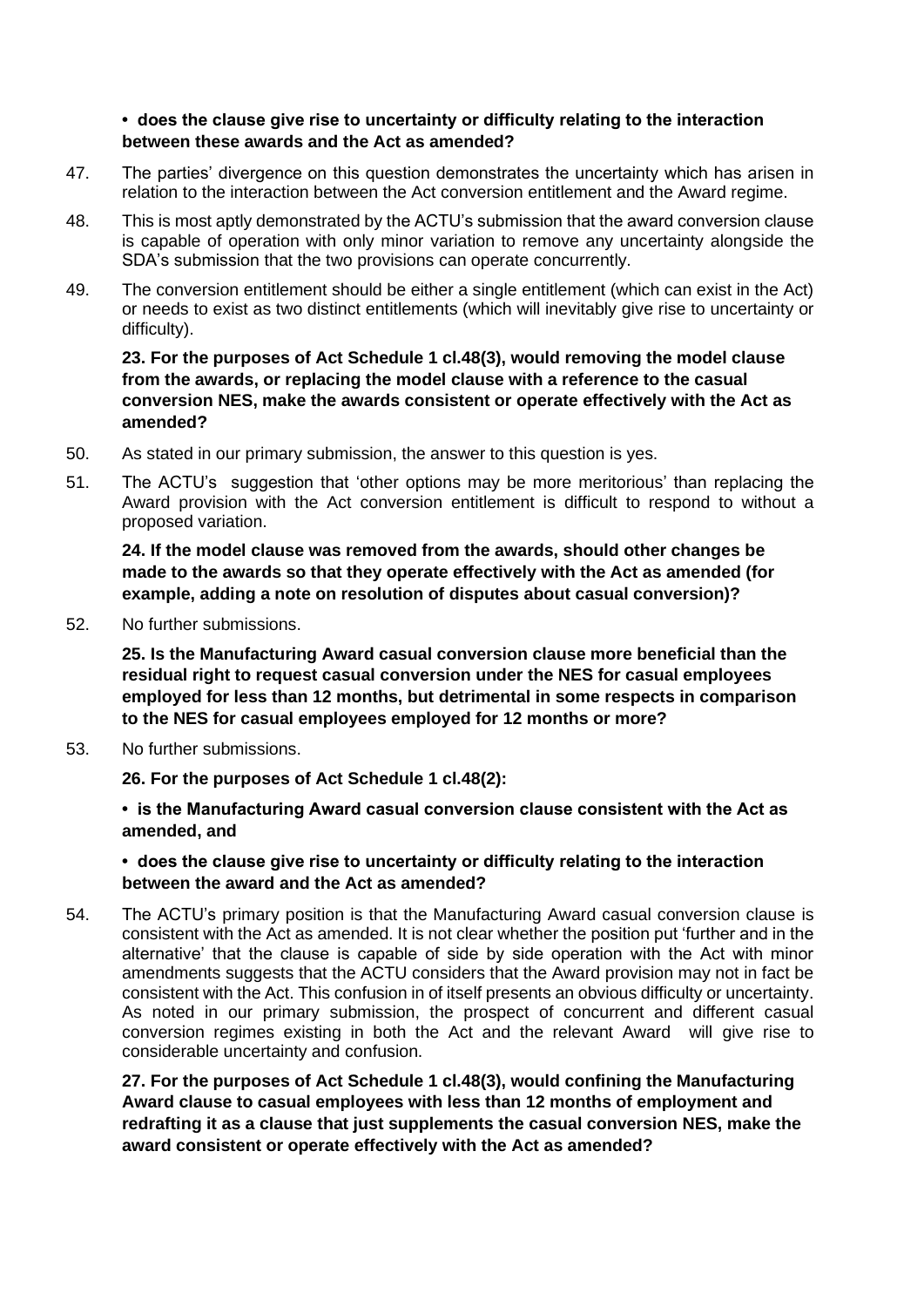**• does the clause give rise to uncertainty or difficulty relating to the interaction between these awards and the Act as amended?**

47. The parties' divergence on this question demonstrates the uncertainty which has arisen in relation to the interaction between the Act conversion entitlement and the Award regime.

48. This is most aptly demonstrated by the ACTU's submission that the award conversion clause is capable of operation with only minor variation to remove any uncertainty alongside the SDA's submission that the two provisions can operate concurrently.

49. The conversion entitlement should be either a single entitlement (which can exist in the Act) or needs to exist as two distinct entitlements (which will inevitably give rise to uncertainty or difficulty).

**23. For the purposes of Act Schedule 1 cl.48(3), would removing the model clause from the awards, or replacing the model clause with a reference to the casual conversion NES, make the awards consistent or operate effectively with the Act as amended?**

50. As stated in our primary submission, the answer to this question is yes.

51. The ACTU's suggestion that 'other options may be more meritorious' than replacing the Award provision with the Act conversion entitlement is difficult to respond to without a proposed variation.

**24. If the model clause was removed from the awards, should other changes be made to the awards so that they operate effectively with the Act as amended (for example, adding a note on resolution of disputes about casual conversion)?**

52. No further submissions.

**25. Is the Manufacturing Award casual conversion clause more beneficial than the residual right to request casual conversion under the NES for casual employees employed for less than 12 months, but detrimental in some respects in comparison to the NES for casual employees employed for 12 months or more?**

53. No further submissions.

**26. For the purposes of Act Schedule 1 cl.48(2):**

**• is the Manufacturing Award casual conversion clause consistent with the Act as amended, and**

**• does the clause give rise to uncertainty or difficulty relating to the interaction between the award and the Act as amended?**

54. The ACTU's primary position is that the Manufacturing Award casual conversion clause is consistent with the Act as amended. It is not clear whether the position put 'further and in the alternative' that the clause is capable of side by side operation with the Act with minor amendments suggests that the ACTU considers that the Award provision may not in fact be consistent with the Act. This confusion in of itself presents an obvious difficulty or uncertainty. As noted in our primary submission, the prospect of concurrent and different casual conversion regimes existing in both the Act and the relevant Award will give rise to considerable uncertainty and confusion.

**27. For the purposes of Act Schedule 1 cl.48(3), would confining the Manufacturing Award clause to casual employees with less than 12 months of employment and redrafting it as a clause that just supplements the casual conversion NES, make the award consistent or operate effectively with the Act as amended?**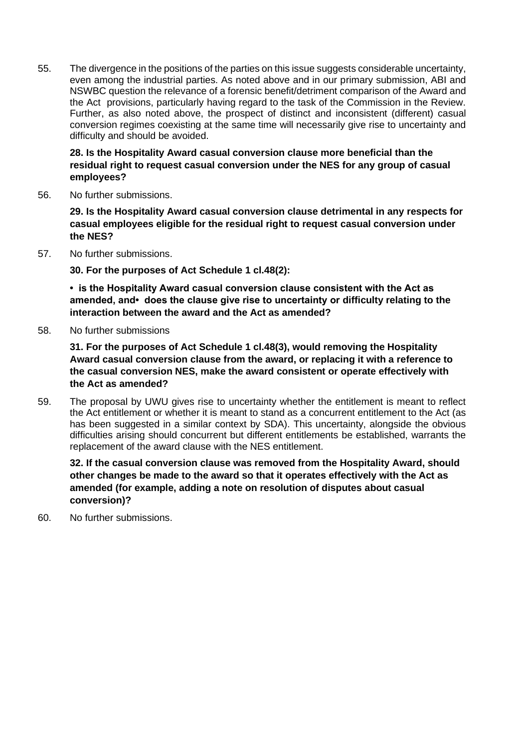55. The divergence in the positions of the parties on this issue suggests considerable uncertainty, even among the industrial parties. As noted above and in our primary submission, ABI and NSWBC question the relevance of a forensic benefit/detriment comparison of the Award and the Act provisions, particularly having regard to the task of the Commission in the Review. Further, as also noted above, the prospect of distinct and inconsistent (different) casual conversion regimes coexisting at the same time will necessarily give rise to uncertainty and difficulty and should be avoided.

**28. Is the Hospitality Award casual conversion clause more beneficial than the residual right to request casual conversion under the NES for any group of casual employees?**

56. No further submissions.

**29. Is the Hospitality Award casual conversion clause detrimental in any respects for casual employees eligible for the residual right to request casual conversion under the NES?**

57. No further submissions.

**30. For the purposes of Act Schedule 1 cl.48(2):**

**• is the Hospitality Award casual conversion clause consistent with the Act as amended, and• does the clause give rise to uncertainty or difficulty relating to the interaction between the award and the Act as amended?**

58. No further submissions

**31. For the purposes of Act Schedule 1 cl.48(3), would removing the Hospitality Award casual conversion clause from the award, or replacing it with a reference to the casual conversion NES, make the award consistent or operate effectively with the Act as amended?**

59. The proposal by UWU gives rise to uncertainty whether the entitlement is meant to reflect the Act entitlement or whether it is meant to stand as a concurrent entitlement to the Act (as has been suggested in a similar context by SDA). This uncertainty, alongside the obvious difficulties arising should concurrent but different entitlements be established, warrants the replacement of the award clause with the NES entitlement.

**32. If the casual conversion clause was removed from the Hospitality Award, should other changes be made to the award so that it operates effectively with the Act as amended (for example, adding a note on resolution of disputes about casual conversion)?**

60. No further submissions.